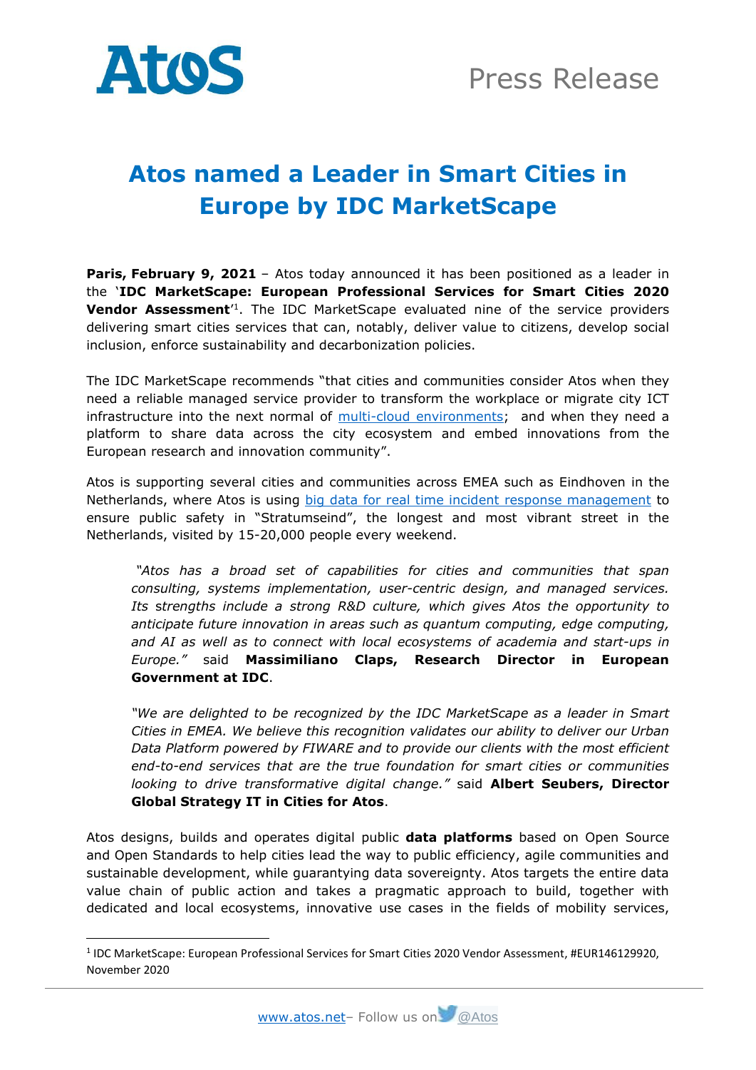# Atos named a Leader in Smart Cities in Europe by IDC MarketScape

**Paris, February 9, 2021** – Atos today announced it has been positioned as a leader in the '**IDC MarketScape: European Professional Services for Smart Cities 2020 Vendor Assessment**'[1]. The IDC MarketScape evaluated nine of the service providers delivering smart cities services that can, notably, deliver value to citizens, develop social inclusion, enforce sustainability and decarbonization policies.

The IDC MarketScape recommends "that cities and communities consider Atos when they need a reliable managed service provider to transform the workplace or migrate city ICT infrastructure into the next normal of multi-cloud environments; and when they need a platform to share data across the city ecosystem and embed innovations from the European research and innovation community".

Atos is supporting several cities and communities across EMEA such as Eindhoven in the Netherlands, where Atos is using big data for real time incident response management to ensure public safety in "Stratumseind", the longest and most vibrant street in the Netherlands, visited by 15-20,000 people every weekend.

> *"Atos has a broad set of capabilities for cities and communities that span consulting, systems implementation, user-centric design, and managed services. Its strengths include a strong R&D culture, which gives Atos the opportunity to anticipate future innovation in areas such as quantum computing, edge computing, and AI as well as to connect with local ecosystems of academia and start-ups in Europe."* said **Massimiliano Claps, Research Director in European Government at IDC**.

> *"We are delighted to be recognized by the IDC MarketScape as a leader in Smart Cities in EMEA. We believe this recognition validates our ability to deliver our Urban Data Platform powered by FIWARE and to provide our clients with the most efficient end-to-end services that are the true foundation for smart cities or communities looking to drive transformative digital change."* said **Albert Seubers, Director Global Strategy IT in Cities for Atos**.

Atos designs, builds and operates digital public **data platforms** based on Open Source and Open Standards to help cities lead the way to public efficiency, agile communities and sustainable development, while guarantying data sovereignty. Atos targets the entire data value chain of public action and takes a pragmatic approach to build, together with dedicated and local ecosystems, innovative use cases in the fields of mobility services,

---

[1] IDC MarketScape: European Professional Services for Smart Cities 2020 Vendor Assessment, #EUR146129920, November 2020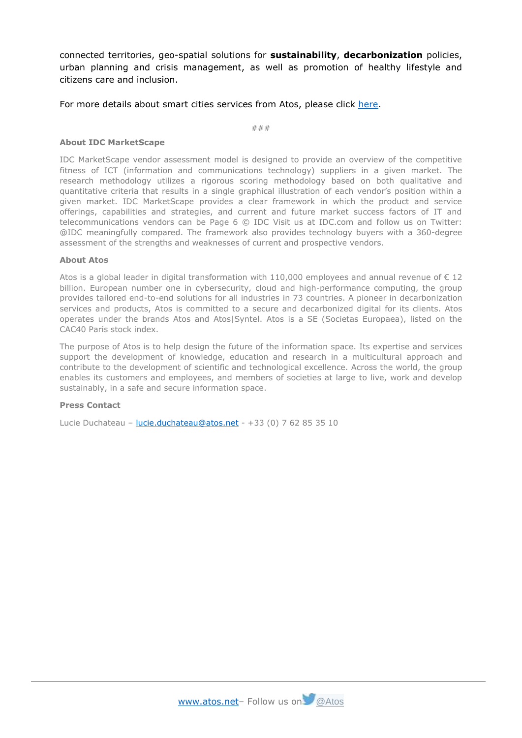connected territories, geo-spatial solutions for **sustainability**, **decarbonization** policies, urban planning and crisis management, as well as promotion of healthy lifestyle and citizens care and inclusion.

For more details about smart cities services from Atos, please click here.

###

**About IDC MarketScape**

IDC MarketScape vendor assessment model is designed to provide an overview of the competitive fitness of ICT (information and communications technology) suppliers in a given market. The research methodology utilizes a rigorous scoring methodology based on both qualitative and quantitative criteria that results in a single graphical illustration of each vendor's position within a given market. IDC MarketScape provides a clear framework in which the product and service offerings, capabilities and strategies, and current and future market success factors of IT and telecommunications vendors can be Page 6 © IDC Visit us at IDC.com and follow us on Twitter: @IDC meaningfully compared. The framework also provides technology buyers with a 360-degree assessment of the strengths and weaknesses of current and prospective vendors.

**About Atos**

Atos is a global leader in digital transformation with 110,000 employees and annual revenue of € 12 billion. European number one in cybersecurity, cloud and high-performance computing, the group provides tailored end-to-end solutions for all industries in 73 countries. A pioneer in decarbonization services and products, Atos is committed to a secure and decarbonized digital for its clients. Atos operates under the brands Atos and Atos|Syntel. Atos is a SE (Societas Europaea), listed on the CAC40 Paris stock index.

The purpose of Atos is to help design the future of the information space. Its expertise and services support the development of knowledge, education and research in a multicultural approach and contribute to the development of scientific and technological excellence. Across the world, the group enables its customers and employees, and members of societies at large to live, work and develop sustainably, in a safe and secure information space.

**Press Contact**

Lucie Duchateau – lucie.duchateau@atos.net - +33 (0) 7 62 85 35 10